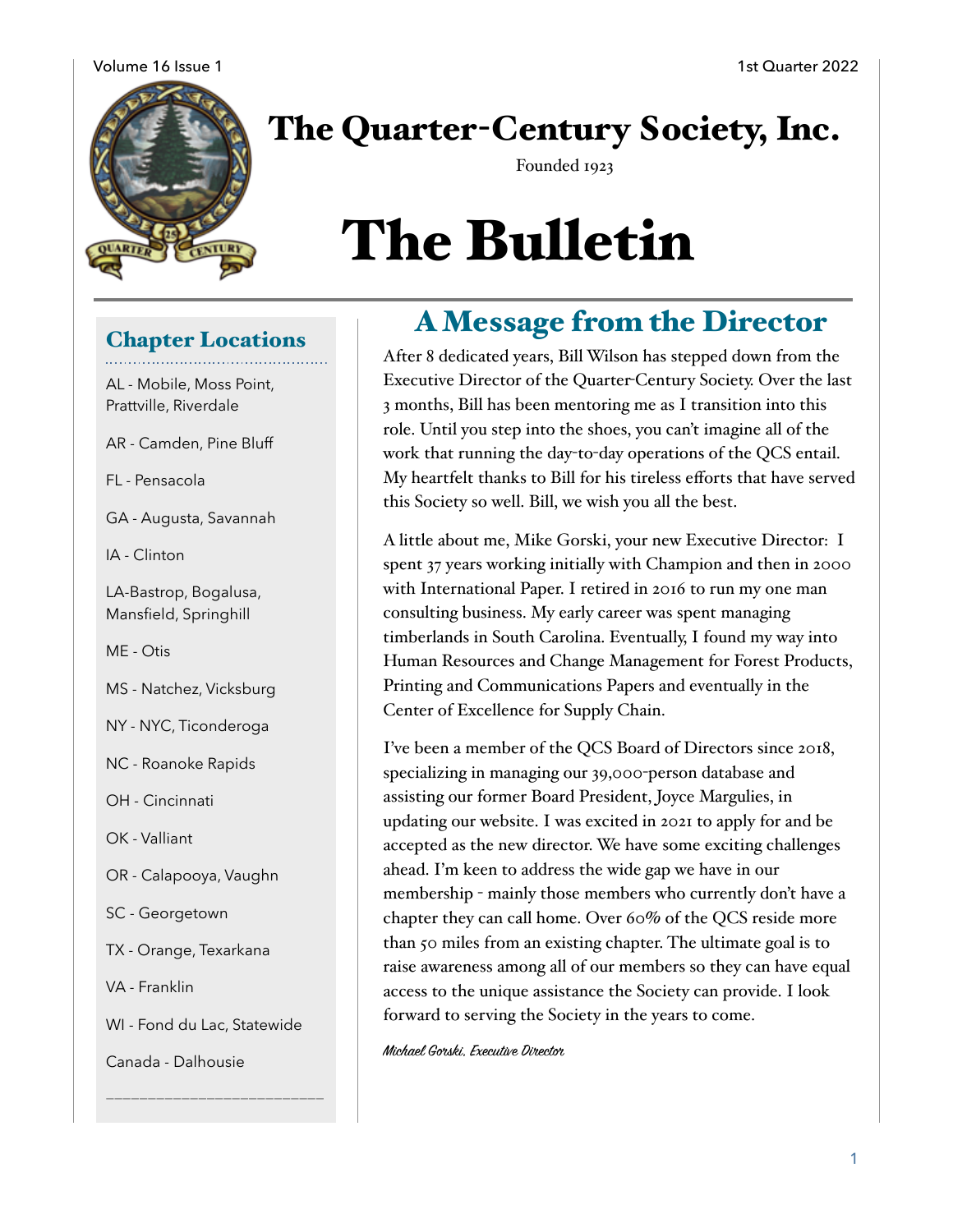# The Quarter-Century Society, Inc.

Founded 1923

# The Bulletin

## A Message from the Director

After 8 dedicated years, Bill Wilson has stepped down from the Executive Director of the Quarter-Century Society. Over the last 3 months, Bill has been mentoring me as I transition into this role. Until you step into the shoes, you can't imagine all of the work that running the day-to-day operations of the QCS entail. My heartfelt thanks to Bill for his tireless efforts that have served this Society so well. Bill, we wish you all the best.

A little about me, Mike Gorski, your new Executive Director: I spent 37 years working initially with Champion and then in 2000 with International Paper. I retired in 2016 to run my one man consulting business. My early career was spent managing timberlands in South Carolina. Eventually, I found my way into Human Resources and Change Management for Forest Products, Printing and Communications Papers and eventually in the Center of Excellence for Supply Chain.

I've been a member of the QCS Board of Directors since 2018, specializing in managing our 39,000-person database and assisting our former Board President, Joyce Margulies, in updating our website. I was excited in 2021 to apply for and be accepted as the new director. We have some exciting challenges ahead. I'm keen to address the wide gap we have in our membership - mainly those members who currently don't have a chapter they can call home. Over 60% of the QCS reside more than 50 miles from an existing chapter. The ultimate goal is to raise awareness among all of our members so they can have equal access to the unique assistance the Society can provide. I look forward to serving the Society in the years to come.

*Michael Gorski, Executive Director*

## Chapter Locations

AL - Mobile, Moss Point, Prattville, Riverdale

AR - Camden, Pine Bluff

FL - Pensacola

GA - Augusta, Savannah

IA - Clinton

LA-Bastrop, Bogalusa, Mansfield, Springhill

ME - Otis

MS - Natchez, Vicksburg

NY - NYC, Ticonderoga

NC - Roanoke Rapids

OH - Cincinnati

OK - Valliant

OR - Calapooya, Vaughn

SC - Georgetown

TX - Orange, Texarkana

VA - Franklin

WI - Fond du Lac, Statewide

Canada - Dalhousie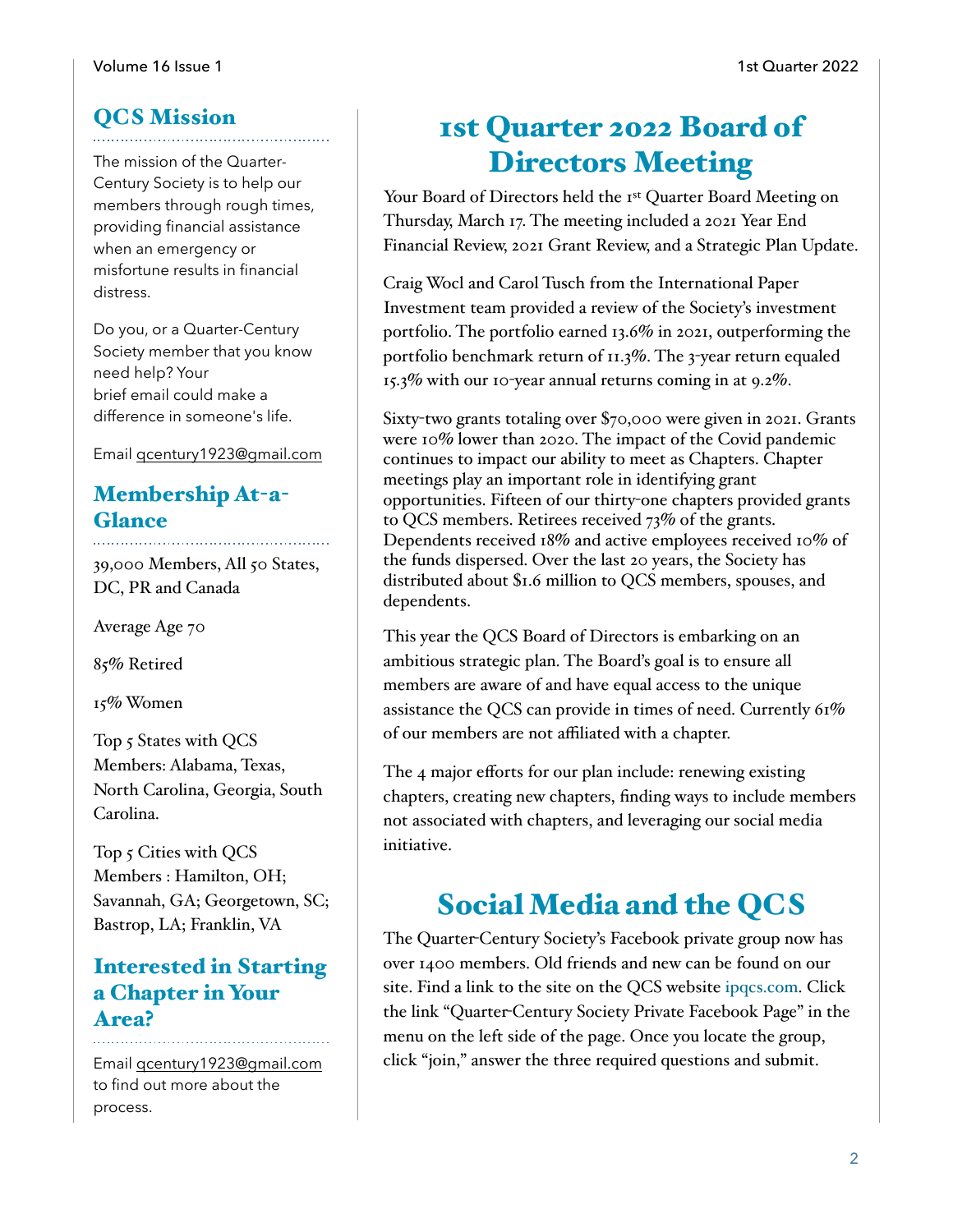## QCS Mission

The mission of the Quarter-Century Society is to help our members through rough times, providing financial assistance when an emergency or misfortune results in financial distress.

Do you, or a Quarter-Century Society member that you know need help? Your brief email could make a difference in someone's life.

Email qcentury1923@gmail.com

## Membership At-a-Glance

39,000 Members, All 50 States, DC, PR and Canada

Average Age 70

85% Retired

15% Women

Top 5 States with QCS Members: Alabama, Texas, North Carolina, Georgia, South Carolina.

Top 5 Cities with QCS Members : Hamilton, OH; Savannah, GA; Georgetown, SC; Bastrop, LA; Franklin, VA

## Interested in Starting a Chapter in Your Area?

Email qcentury1923@gmail.com to find out more about the process.

# 1st Quarter 2022 Board of Directors Meeting

Your Board of Directors held the 1st Quarter Board Meeting on Thursday, March 17. The meeting included a 2021 Year End Financial Review, 2021 Grant Review, and a Strategic Plan Update.

Craig Wocl and Carol Tusch from the International Paper Investment team provided a review of the Society's investment portfolio. The portfolio earned 13.6% in 2021, outperforming the portfolio benchmark return of 11.3%. The 3-year return equaled 15.3% with our 10-year annual returns coming in at 9.2%.

Sixty-two grants totaling over $70,000 were given in 2021. Grants were 10% lower than 2020. The impact of the Covid pandemic continues to impact our ability to meet as Chapters. Chapter meetings play an important role in identifying grant opportunities. Fifteen of our thirty-one chapters provided grants to QCS members. Retirees received 73% of the grants. Dependents received 18% and active employees received 10% of the funds dispersed. Over the last 20 years, the Society has distributed about $1.6 million to QCS members, spouses, and dependents.

This year the QCS Board of Directors is embarking on an ambitious strategic plan. The Board's goal is to ensure all members are aware of and have equal access to the unique assistance the QCS can provide in times of need. Currently 61% of our members are not affiliated with a chapter.

The 4 major efforts for our plan include: renewing existing chapters, creating new chapters, finding ways to include members not associated with chapters, and leveraging our social media initiative.

# Social Media and the QCS

The Quarter-Century Society's Facebook private group now has over 1400 members. Old friends and new can be found on our site. Find a link to the site on the QCS website ipqcs.com. Click the link "Quarter-Century Society Private Facebook Page" in the menu on the left side of the page. Once you locate the group, click "join," answer the three required questions and submit.